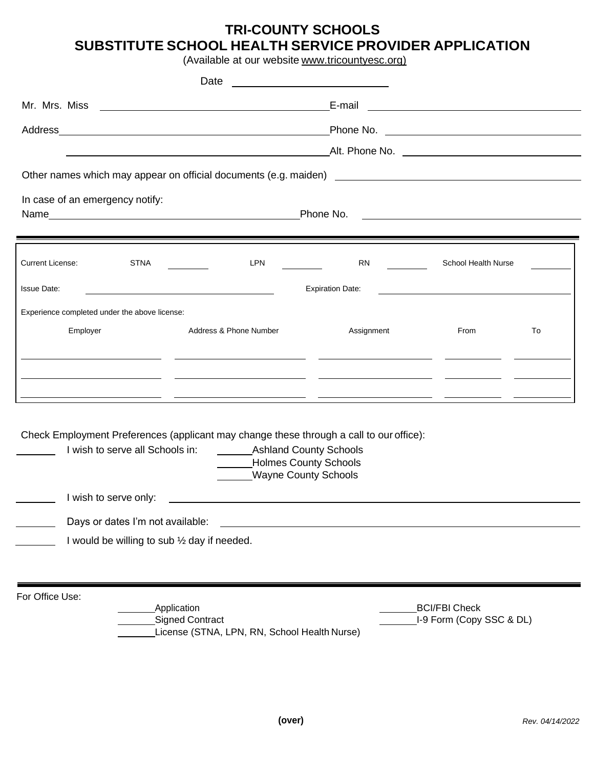# TRI-COUNTY SCHOOLS
# SUBSTITUTE SCHOOL HEALTH SERVICE PROVIDER APPLICATION

(Available at our website www.tricountyesc.org)

Date ______________________________

Mr. Mrs. Miss ____________________________________________ E-mail ____________________________________

Address _________________________________________________ Phone No. __________________________________

_________________________________________________________ Alt. Phone No. ______________________________

Other names which may appear on official documents (e.g. maiden) ____________________________________________

In case of an emergency notify:
Name ____________________________________________ Phone No. ____________________________________________

---

Current License: STNA ________ LPN ________ RN ________ School Health Nurse ________

Issue Date: ________________________________ Expiration Date: ________________________________

Experience completed under the above license:

| Employer | Address & Phone Number | Assignment | From | To |
|---|---|---|---|---|
| | | | | |
| | | | | |
| | | | | |

Check Employment Preferences (applicant may change these through a call to our office):

_______ I wish to serve all Schools in: ______Ashland County Schools
______Holmes County Schools
______Wayne County Schools

_______ I wish to serve only: ____________________________________________________________

_______ Days or dates I'm not available: ____________________________________________________

_______ I would be willing to sub ½ day if needed.

---

For Office Use:

_______Application
_______Signed Contract
_______License (STNA, LPN, RN, School Health Nurse)
_______BCI/FBI Check
_______I-9 Form (Copy SSC & DL)

**(over)**

*Rev. 04/14/2022*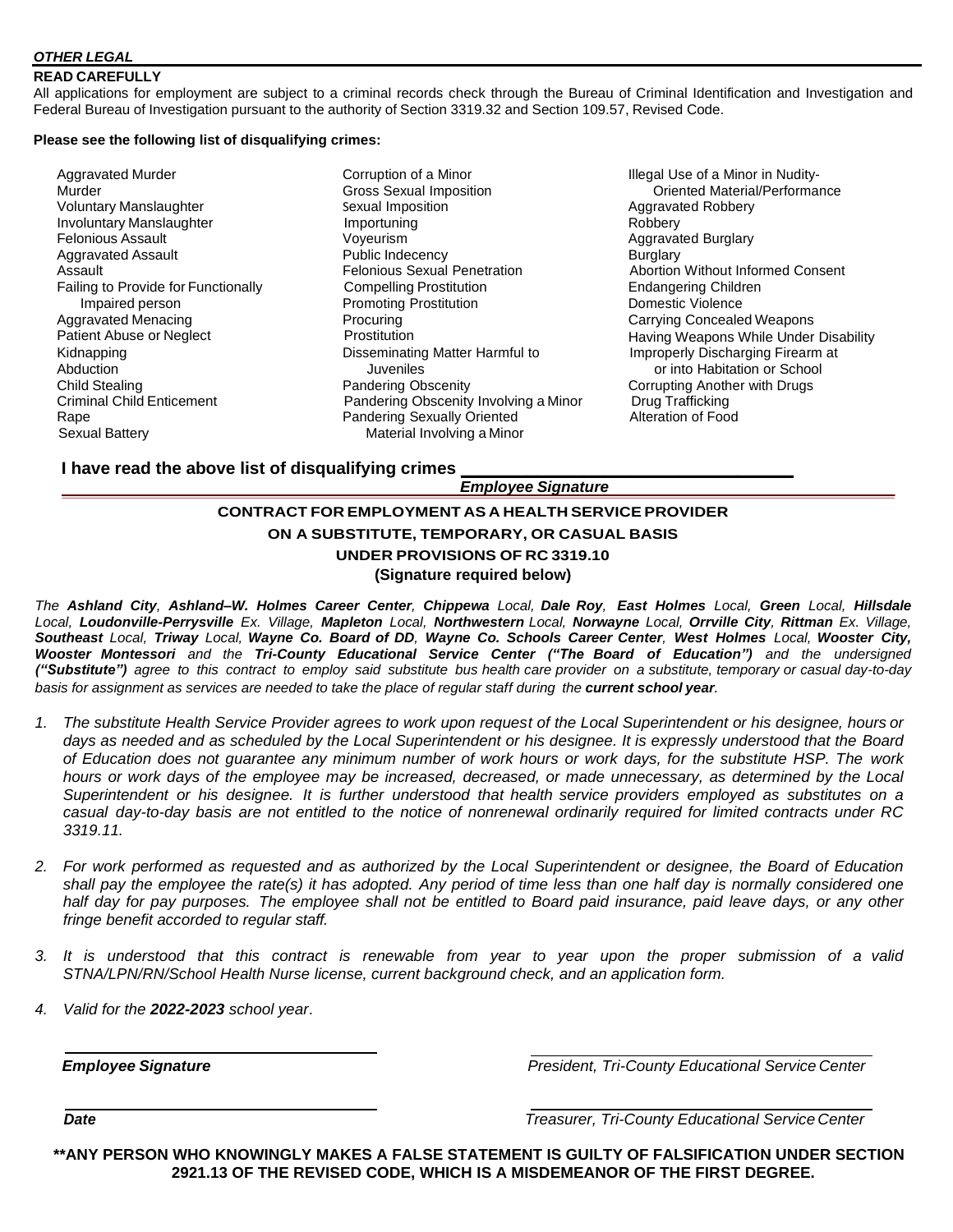***OTHER LEGAL***

**READ CAREFULLY**

All applications for employment are subject to a criminal records check through the Bureau of Criminal Identification and Investigation and Federal Bureau of Investigation pursuant to the authority of Section 3319.32 and Section 109.57, Revised Code.

**Please see the following list of disqualifying crimes:**

Aggravated Murder
Murder
Voluntary Manslaughter
Involuntary Manslaughter
Felonious Assault
Aggravated Assault
Assault
Failing to Provide for Functionally Impaired person
Aggravated Menacing
Patient Abuse or Neglect
Kidnapping
Abduction
Child Stealing
Criminal Child Enticement
Rape
Sexual Battery
Corruption of a Minor
Gross Sexual Imposition
Sexual Imposition
Importuning
Voyeurism
Public Indecency
Felonious Sexual Penetration
Compelling Prostitution
Promoting Prostitution
Procuring
Prostitution
Disseminating Matter Harmful to Juveniles
Pandering Obscenity
Pandering Obscenity Involving a Minor
Pandering Sexually Oriented Material Involving a Minor
Illegal Use of a Minor in Nudity-Oriented Material/Performance
Aggravated Robbery
Robbery
Aggravated Burglary
Burglary
Abortion Without Informed Consent
Endangering Children
Domestic Violence
Carrying Concealed Weapons
Having Weapons While Under Disability
Improperly Discharging Firearm at or into Habitation or School
Corrupting Another with Drugs
Drug Trafficking
Alteration of Food

**I have read the above list of disqualifying crimes** ______________________________
***Employee Signature***

**CONTRACT FOR EMPLOYMENT AS A HEALTH SERVICE PROVIDER**
**ON A SUBSTITUTE, TEMPORARY, OR CASUAL BASIS**
**UNDER PROVISIONS OF RC 3319.10**
**(Signature required below)**

*The **Ashland City**, **Ashland–W. Holmes Career Center**, **Chippewa** Local, **Dale Roy**, **East Holmes** Local, **Green** Local, **Hillsdale** Local, **Loudonville-Perrysville** Ex. Village, **Mapleton** Local, **Northwestern** Local, **Norwayne** Local, **Orrville City**, **Rittman** Ex. Village, **Southeast** Local, **Triway** Local, **Wayne Co. Board of DD**, **Wayne Co. Schools Career Center**, **West Holmes** Local, **Wooster City**, **Wooster Montessori** and the **Tri-County Educational Service Center ("The Board of Education")** and the undersigned **("Substitute")** agree to this contract to employ said substitute bus health care provider on a substitute, temporary or casual day-to-day basis for assignment as services are needed to take the place of regular staff during the **current school year**.*

1. *The substitute Health Service Provider agrees to work upon request of the Local Superintendent or his designee, hours or days as needed and as scheduled by the Local Superintendent or his designee. It is expressly understood that the Board of Education does not guarantee any minimum number of work hours or work days, for the substitute HSP. The work hours or work days of the employee may be increased, decreased, or made unnecessary, as determined by the Local Superintendent or his designee. It is further understood that health service providers employed as substitutes on a casual day-to-day basis are not entitled to the notice of nonrenewal ordinarily required for limited contracts under RC 3319.11.*

2. *For work performed as requested and as authorized by the Local Superintendent or designee, the Board of Education shall pay the employee the rate(s) it has adopted. Any period of time less than one half day is normally considered one half day for pay purposes. The employee shall not be entitled to Board paid insurance, paid leave days, or any other fringe benefit accorded to regular staff.*

3. *It is understood that this contract is renewable from year to year upon the proper submission of a valid STNA/LPN/RN/School Health Nurse license, current background check, and an application form.*

4. *Valid for the **2022-2023** school year.*

______________________________ ______________________________
***Employee Signature*** *President, Tri-County Educational Service Center*

______________________________ ______________________________
***Date*** *Treasurer, Tri-County Educational Service Center*

**\*\*ANY PERSON WHO KNOWINGLY MAKES A FALSE STATEMENT IS GUILTY OF FALSIFICATION UNDER SECTION 2921.13 OF THE REVISED CODE, WHICH IS A MISDEMEANOR OF THE FIRST DEGREE.**